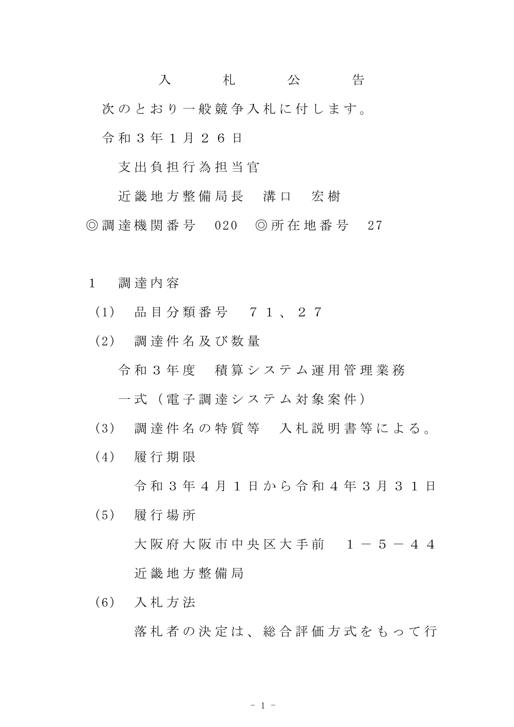# 入札公告

次のとおり一般競争入札に付します。

令和３年１月２６日

支出負担行為担当官

近畿地方整備局長　溝口　宏樹

◎調達機関番号　020　◎所在地番号　27

１　調達内容

（1）　品目分類番号　７１、２７

（2）　調達件名及び数量

令和３年度　積算システム運用管理業務

一式（電子調達システム対象案件）

（3）　調達件名の特質等　入札説明書等による。

（4）　履行期限

令和３年４月１日から令和４年３月３１日

（5）　履行場所

大阪府大阪市中央区大手前　１－５－４４

近畿地方整備局

（6）　入札方法

落札者の決定は、総合評価方式をもって行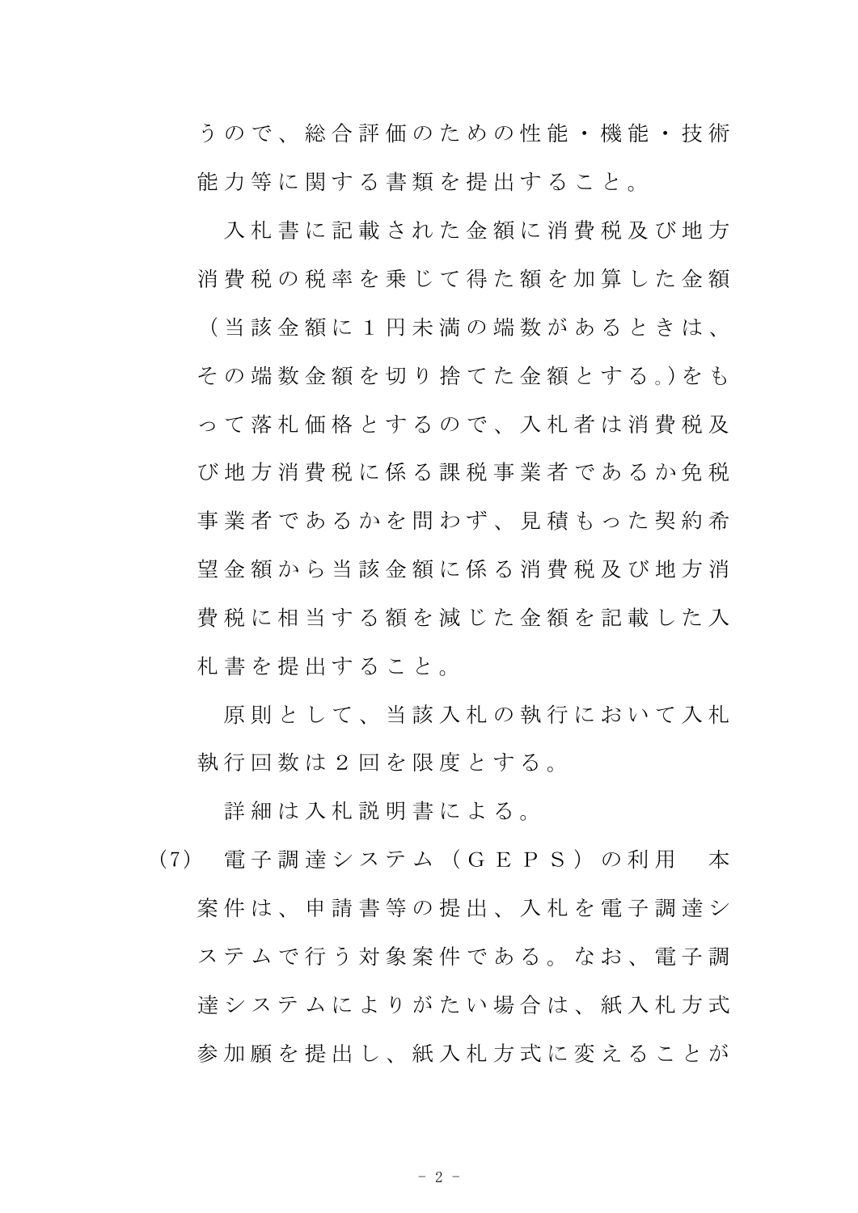うので、総合評価のための性能・機能・技術能力等に関する書類を提出すること。

入札書に記載された金額に消費税及び地方消費税の税率を乗じて得た額を加算した金額（当該金額に１円未満の端数があるときは、その端数金額を切り捨てた金額とする。）をもって落札価格とするので、入札者は消費税及び地方消費税に係る課税事業者であるか免税事業者であるかを問わず、見積もった契約希望金額から当該金額に係る消費税及び地方消費税に相当する額を減じた金額を記載した入札書を提出すること。

原則として、当該入札の執行において入札執行回数は２回を限度とする。

詳細は入札説明書による。

(7) 電子調達システム（ＧＥＰＳ）の利用　本案件は、申請書等の提出、入札を電子調達システムで行う対象案件である。なお、電子調達システムによりがたい場合は、紙入札方式参加願を提出し、紙入札方式に変えることが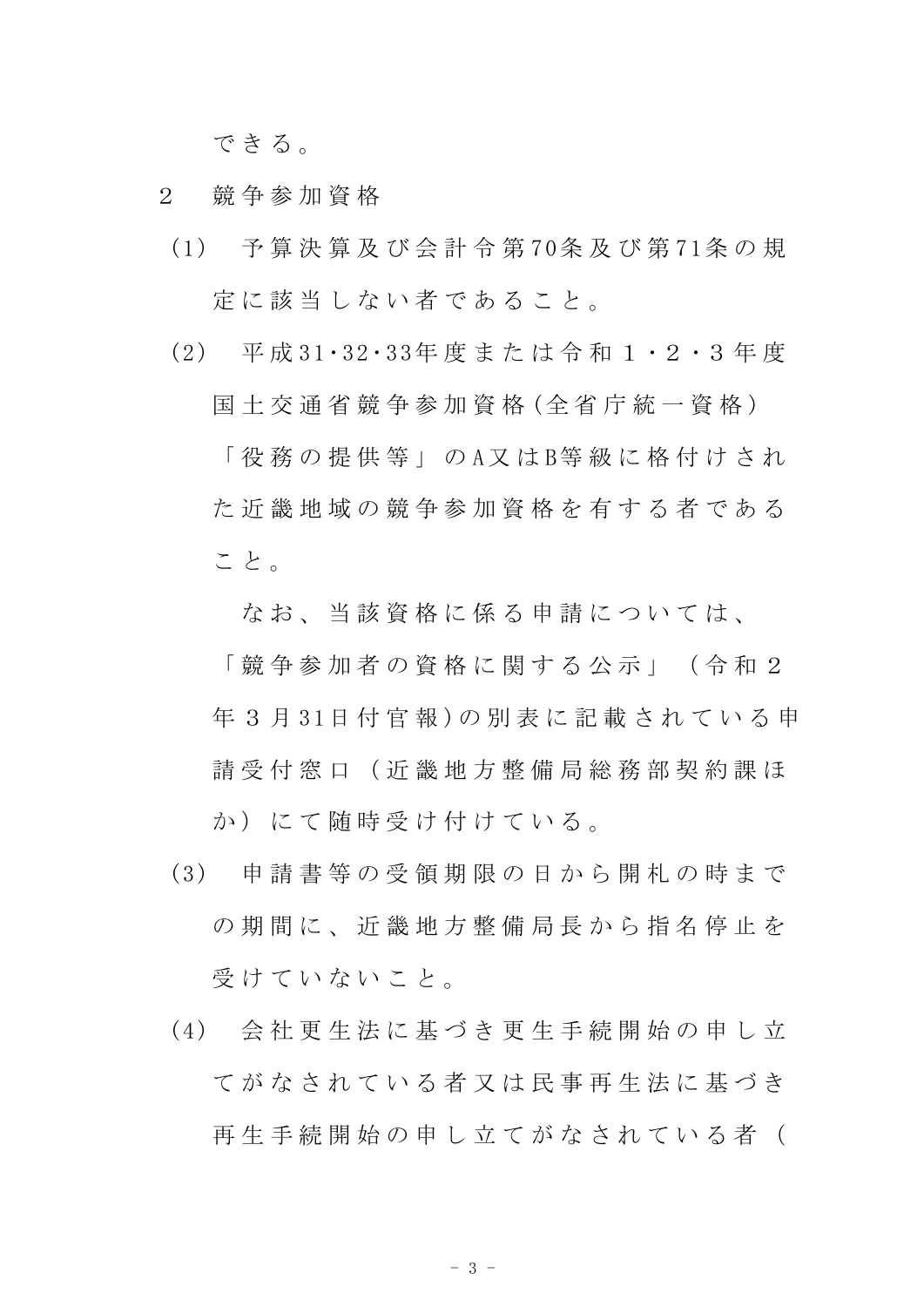できる。

2　競争参加資格

（1）　予算決算及び会計令第70条及び第71条の規定に該当しない者であること。

（2）　平成31･32･33年度または令和１・２・３年度国土交通省競争参加資格(全省庁統一資格)「役務の提供等」のA又はB等級に格付けされた近畿地域の競争参加資格を有する者であること。

なお、当該資格に係る申請については、「競争参加者の資格に関する公示」（令和２年３月31日付官報)の別表に記載されている申請受付窓口（近畿地方整備局総務部契約課ほか）にて随時受け付けている。

（3）　申請書等の受領期限の日から開札の時までの期間に、近畿地方整備局長から指名停止を受けていないこと。

（4）　会社更生法に基づき更生手続開始の申し立てがなされている者又は民事再生法に基づき再生手続開始の申し立てがなされている者（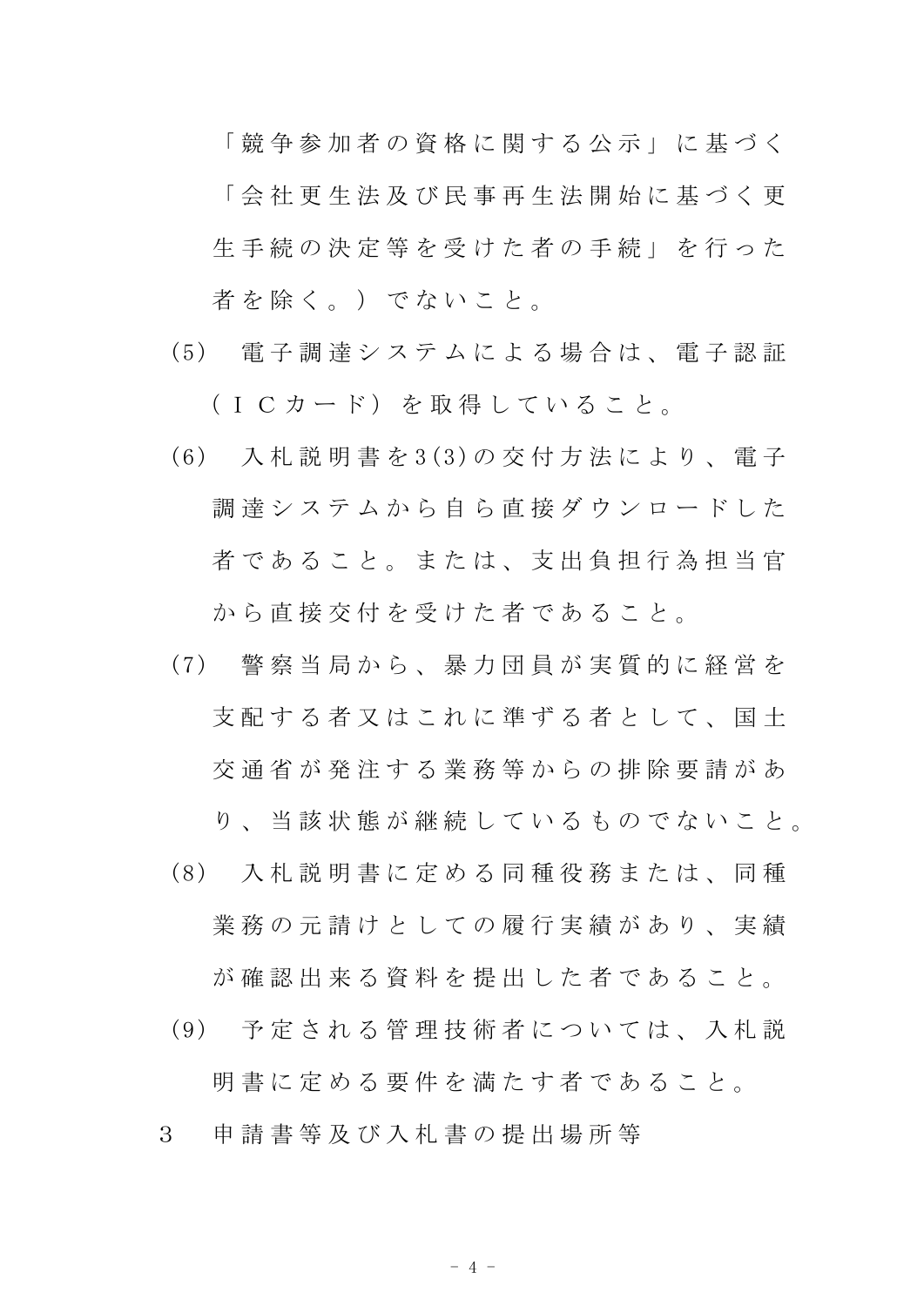「競争参加者の資格に関する公示」に基づく「会社更生法及び民事再生法開始に基づく更生手続の決定等を受けた者の手続」を行った者を除く。）でないこと。

(5)　電子調達システムによる場合は、電子認証（ＩＣカード）を取得していること。

(6)　入札説明書を3(3)の交付方法により、電子調達システムから自ら直接ダウンロードした者であること。または、支出負担行為担当官から直接交付を受けた者であること。

(7)　警察当局から、暴力団員が実質的に経営を支配する者又はこれに準ずる者として、国土交通省が発注する業務等からの排除要請があり、当該状態が継続しているものでないこと。

(8)　入札説明書に定める同種役務または、同種業務の元請けとしての履行実績があり、実績が確認出来る資料を提出した者であること。

(9)　予定される管理技術者については、入札説明書に定める要件を満たす者であること。

3　申請書等及び入札書の提出場所等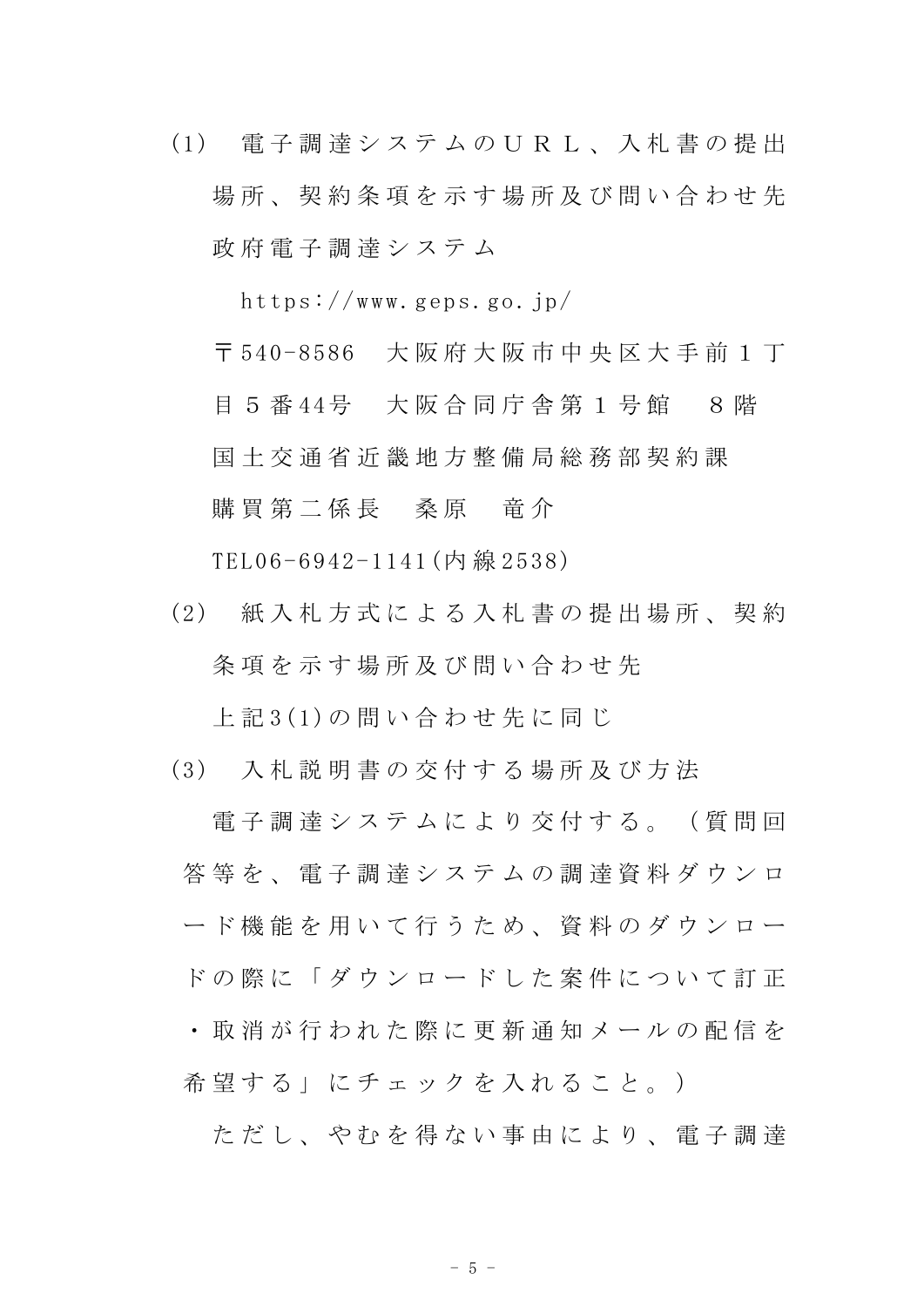(1)　電子調達システムのＵＲＬ、入札書の提出場所、契約条項を示す場所及び問い合わせ先

政府電子調達システム

https://www.geps.go.jp/

〒540-8586　大阪府大阪市中央区大手前１丁目５番44号　大阪合同庁舎第１号館　８階

国土交通省近畿地方整備局総務部契約課

購買第二係長　桑原　竜介

TEL06-6942-1141(内線2538)

(2)　紙入札方式による入札書の提出場所、契約条項を示す場所及び問い合わせ先

上記3(1)の問い合わせ先に同じ

(3)　入札説明書の交付する場所及び方法

電子調達システムにより交付する。（質問回答等を、電子調達システムの調達資料ダウンロード機能を用いて行うため、資料のダウンロードの際に「ダウンロードした案件について訂正・取消が行われた際に更新通知メールの配信を希望する」にチェックを入れること。）

ただし、やむを得ない事由により、電子調達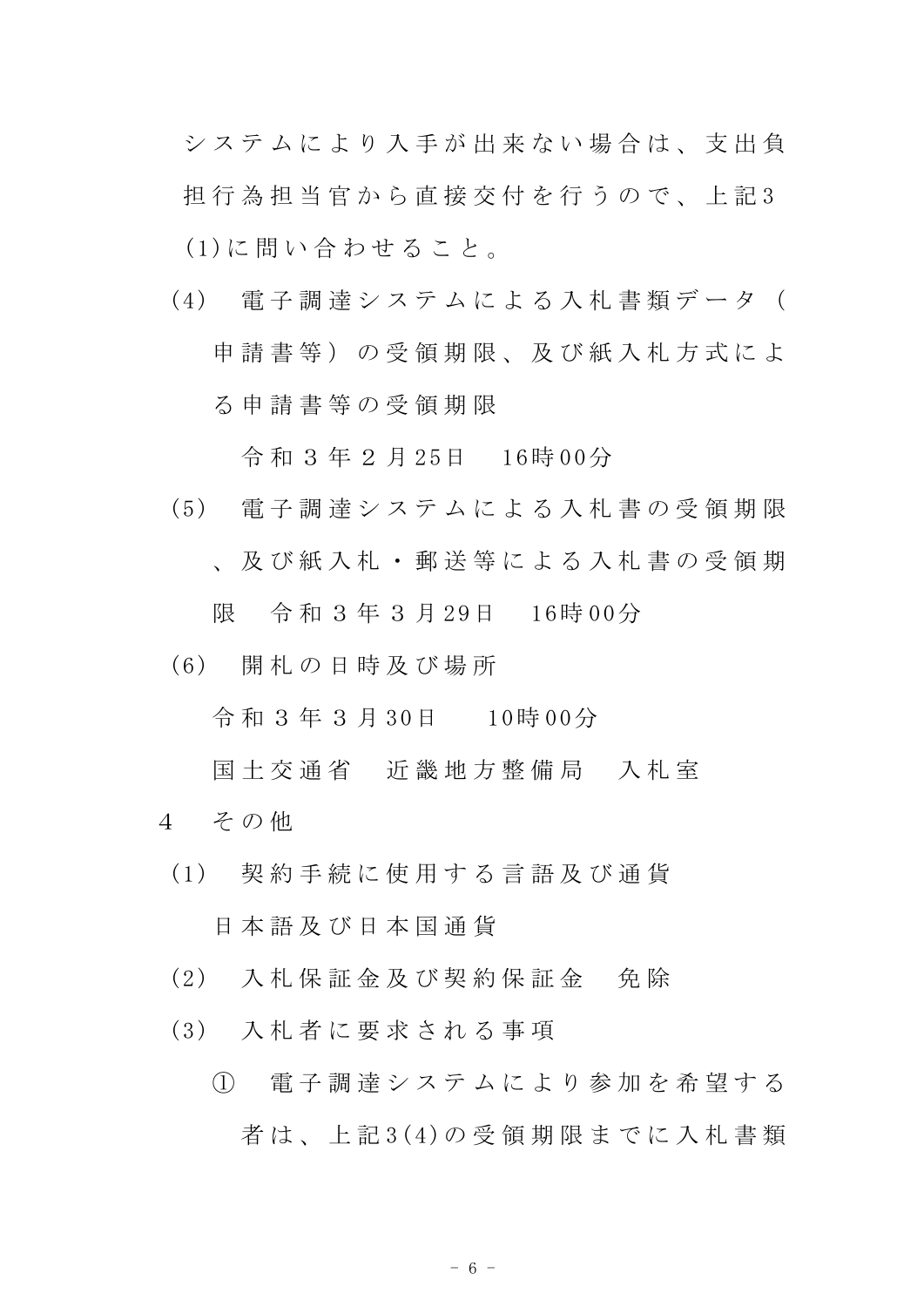システムにより入手が出来ない場合は、支出負担行為担当官から直接交付を行うので、上記3(1)に問い合わせること。

(4)　電子調達システムによる入札書類データ（申請書等）の受領期限、及び紙入札方式による申請書等の受領期限

令和３年２月25日　16時00分

(5)　電子調達システムによる入札書の受領期限、及び紙入札・郵送等による入札書の受領期限　令和３年３月29日　16時00分

(6)　開札の日時及び場所

令和３年３月30日　10時00分

国土交通省　近畿地方整備局　入札室

４　その他

(1)　契約手続に使用する言語及び通貨

日本語及び日本国通貨

(2)　入札保証金及び契約保証金　免除

(3)　入札者に要求される事項

①　電子調達システムにより参加を希望する者は、上記3(4)の受領期限までに入札書類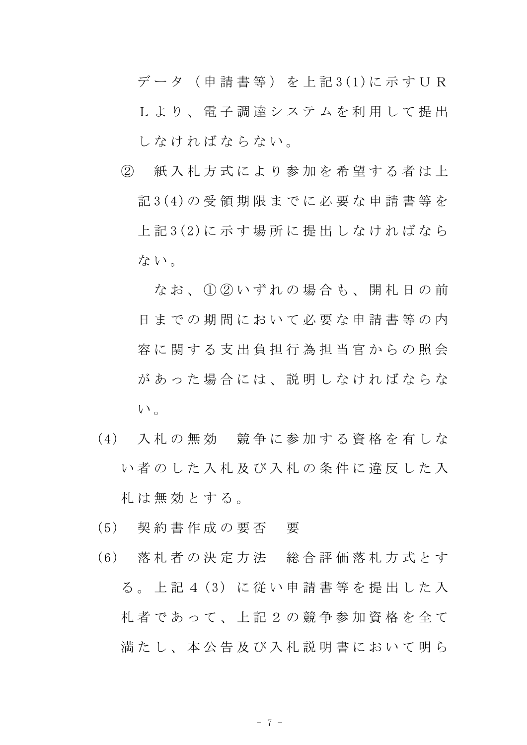データ（申請書等）を上記3(1)に示すＵＲＬより、電子調達システムを利用して提出しなければならない。

② 紙入札方式により参加を希望する者は上記3(4)の受領期限までに必要な申請書等を上記3(2)に示す場所に提出しなければならない。

なお、①②いずれの場合も、開札日の前日までの期間において必要な申請書等の内容に関する支出負担行為担当官からの照会があった場合には、説明しなければならない。

(4) 入札の無効　競争に参加する資格を有しない者のした入札及び入札の条件に違反した入札は無効とする。

(5) 契約書作成の要否　要

(6) 落札者の決定方法　総合評価落札方式とする。上記４(3) に従い申請書等を提出した入札者であって、上記２の競争参加資格を全て満たし、本公告及び入札説明書において明ら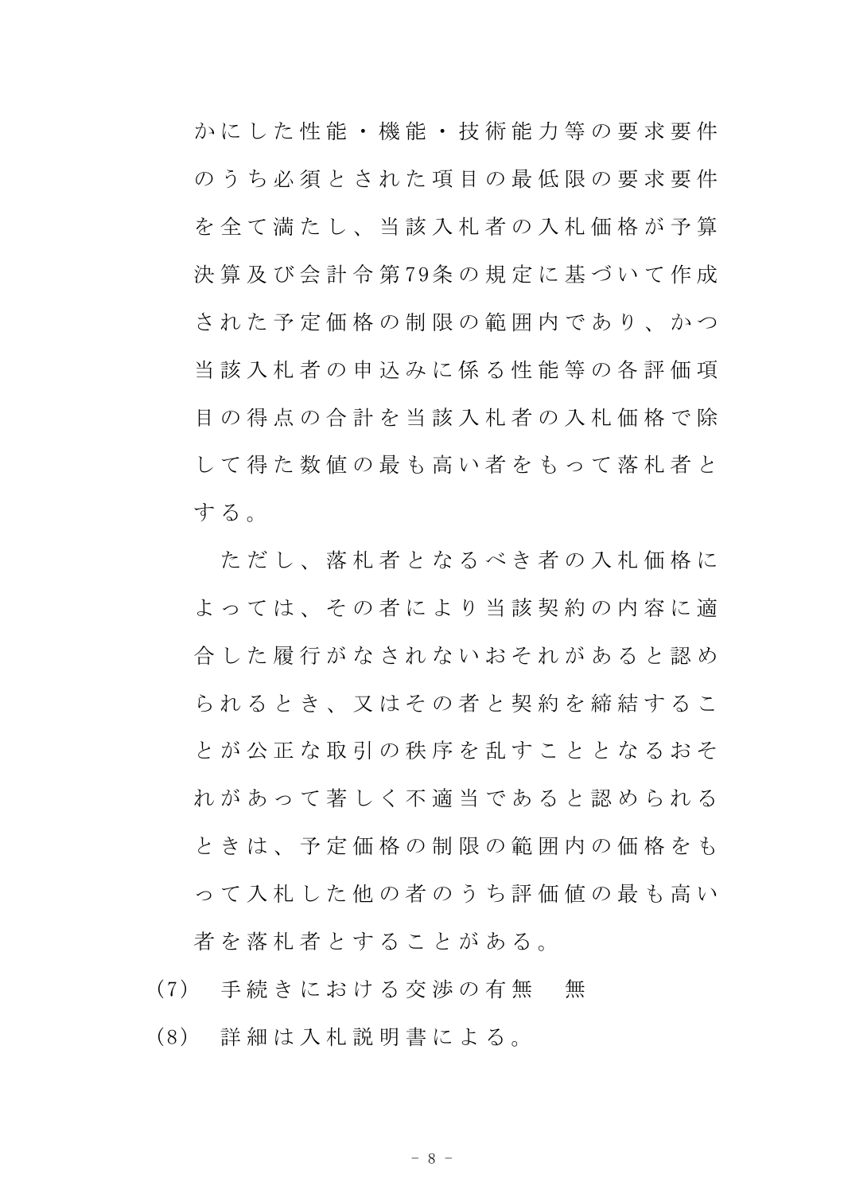かにした性能・機能・技術能力等の要求要件のうち必須とされた項目の最低限の要求要件を全て満たし、当該入札者の入札価格が予算決算及び会計令第79条の規定に基づいて作成された予定価格の制限の範囲内であり、かつ当該入札者の申込みに係る性能等の各評価項目の得点の合計を当該入札者の入札価格で除して得た数値の最も高い者をもって落札者とする。

ただし、落札者となるべき者の入札価格によっては、その者により当該契約の内容に適合した履行がなされないおそれがあると認められるとき、又はその者と契約を締結することが公正な取引の秩序を乱すこととなるおそれがあって著しく不適当であると認められるときは、予定価格の制限の範囲内の価格をもって入札した他の者のうち評価値の最も高い者を落札者とすることがある。

(7) 手続きにおける交渉の有無　無

(8) 詳細は入札説明書による。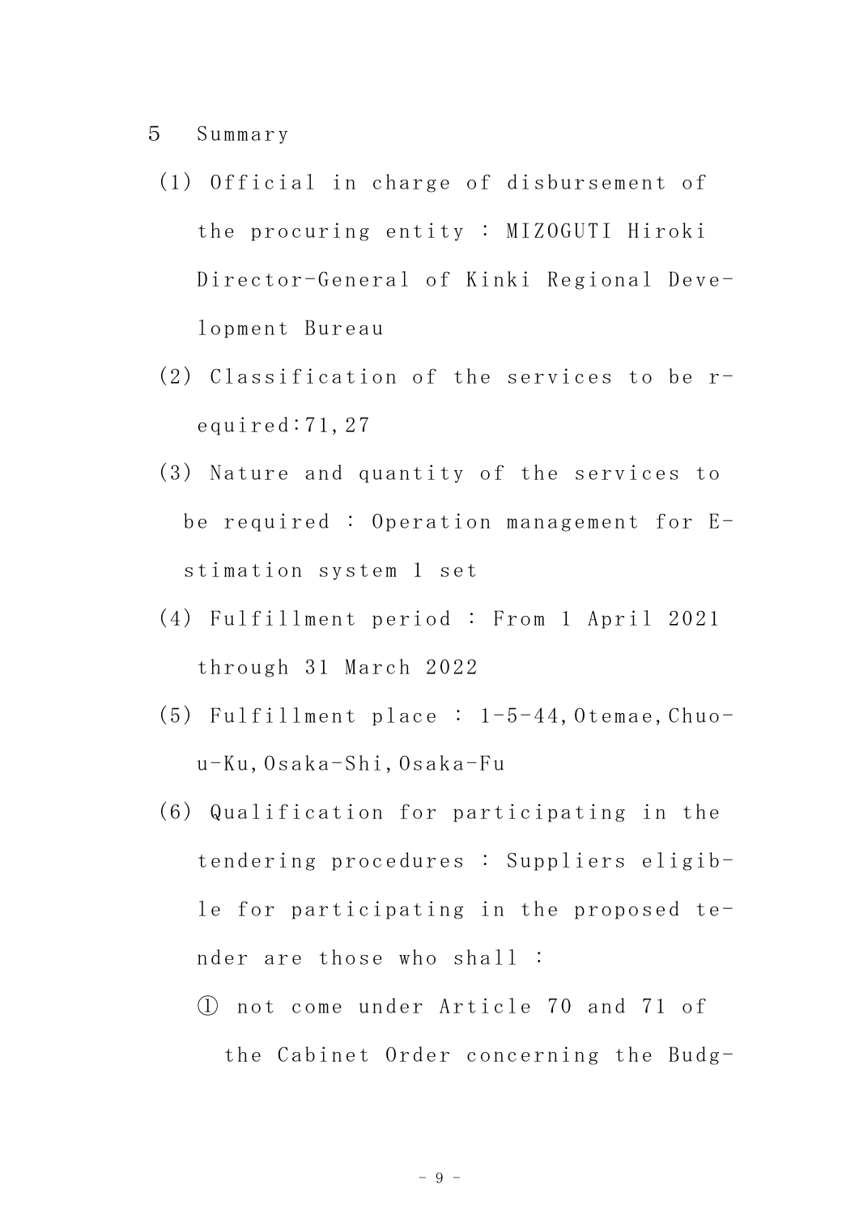5　Summary

(1) Official in charge of disbursement of the procuring entity : MIZOGUTI Hiroki Director-General of Kinki Regional Development Bureau

(2) Classification of the services to be required:71,27

(3) Nature and quantity of the services to be required : Operation management for Estimation system 1 set

(4) Fulfillment period : From 1 April 2021 through 31 March 2022

(5) Fulfillment place : 1-5-44,Otemae,Chuou-Ku,Osaka-Shi,Osaka-Fu

(6) Qualification for participating in the tendering procedures : Suppliers eligible for participating in the proposed tender are those who shall :

① not come under Article 70 and 71 of the Cabinet Order concerning the Budg-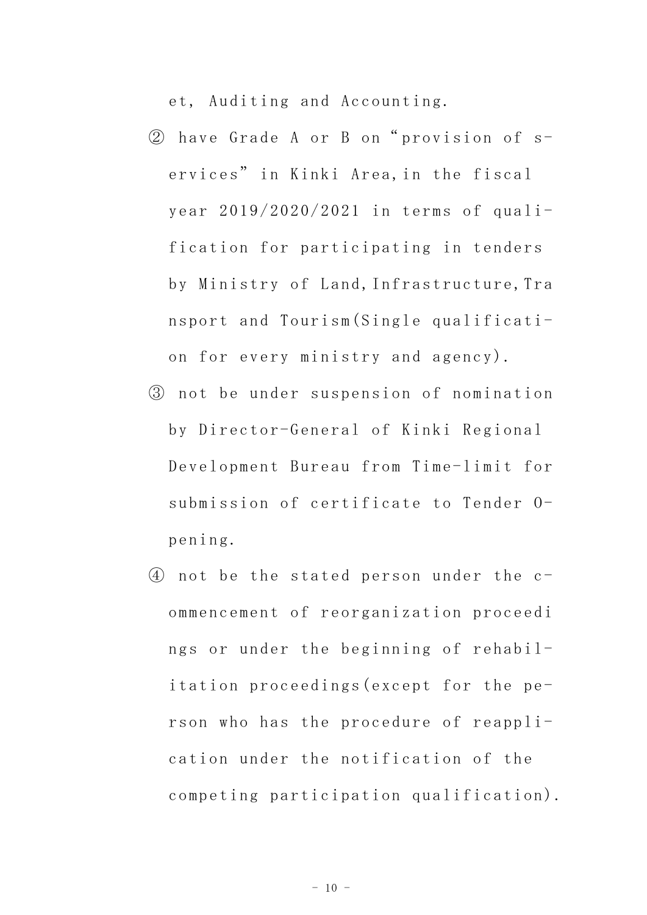et, Auditing and Accounting.

② have Grade A or B on “provision of s-ervices” in Kinki Area, in the fiscal year 2019/2020/2021 in terms of qualification for participating in tenders by Ministry of Land, Infrastructure, Transport and Tourism(Single qualification for every ministry and agency).

③ not be under suspension of nomination by Director-General of Kinki Regional Development Bureau from Time-limit for submission of certificate to Tender Opening.

④ not be the stated person under the commencement of reorganization proceedings or under the beginning of rehabilitation proceedings(except for the person who has the procedure of reapplication under the notification of the competing participation qualification).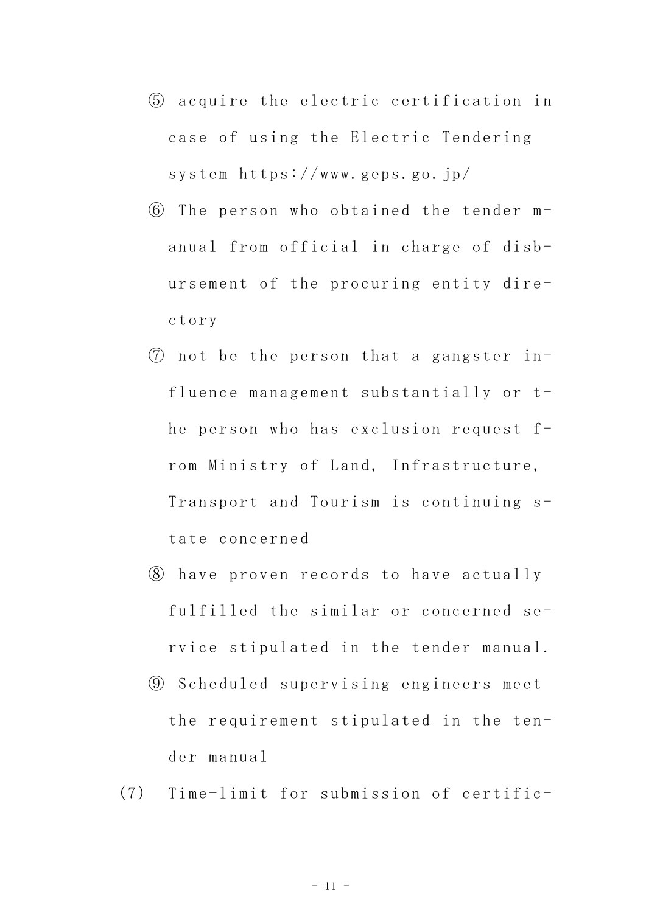⑤ acquire the electric certification in case of using the Electric Tendering system https://www.geps.go.jp/

⑥ The person who obtained the tender manual from official in charge of disbursement of the procuring entity directory

⑦ not be the person that a gangster influence management substantially or the person who has exclusion request from Ministry of Land, Infrastructure, Transport and Tourism is continuing state concerned

⑧ have proven records to have actually fulfilled the similar or concerned service stipulated in the tender manual.

⑨ Scheduled supervising engineers meet the requirement stipulated in the tender manual

(7) Time-limit for submission of certific-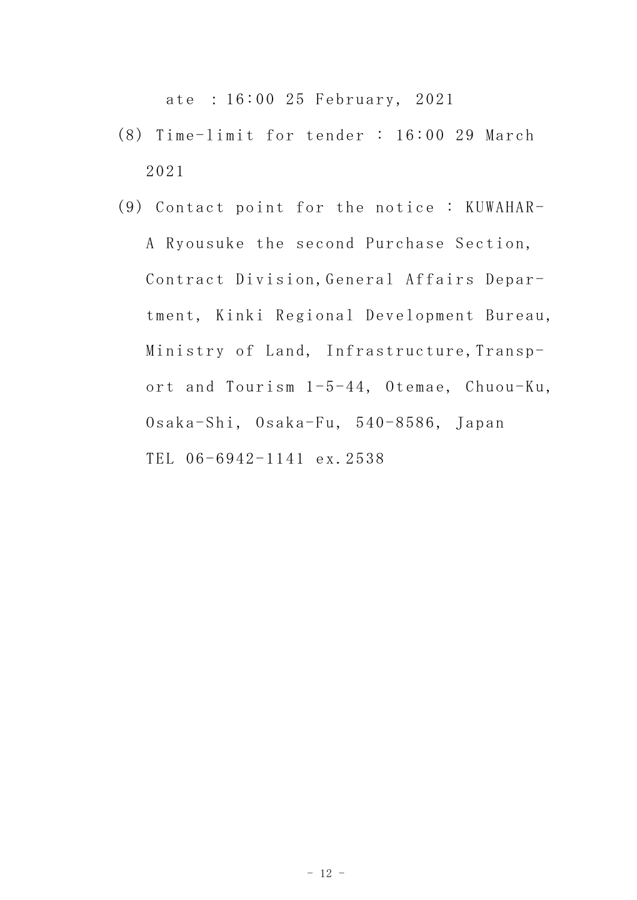ate : 16:00 25 February, 2021

(8) Time-limit for tender : 16:00 29 March 2021

(9) Contact point for the notice : KUWAHARA Ryousuke the second Purchase Section, Contract Division, General Affairs Department, Kinki Regional Development Bureau, Ministry of Land, Infrastructure, Transport and Tourism 1-5-44, Otemae, Chuou-Ku, Osaka-Shi, Osaka-Fu, 540-8586, Japan TEL 06-6942-1141 ex.2538